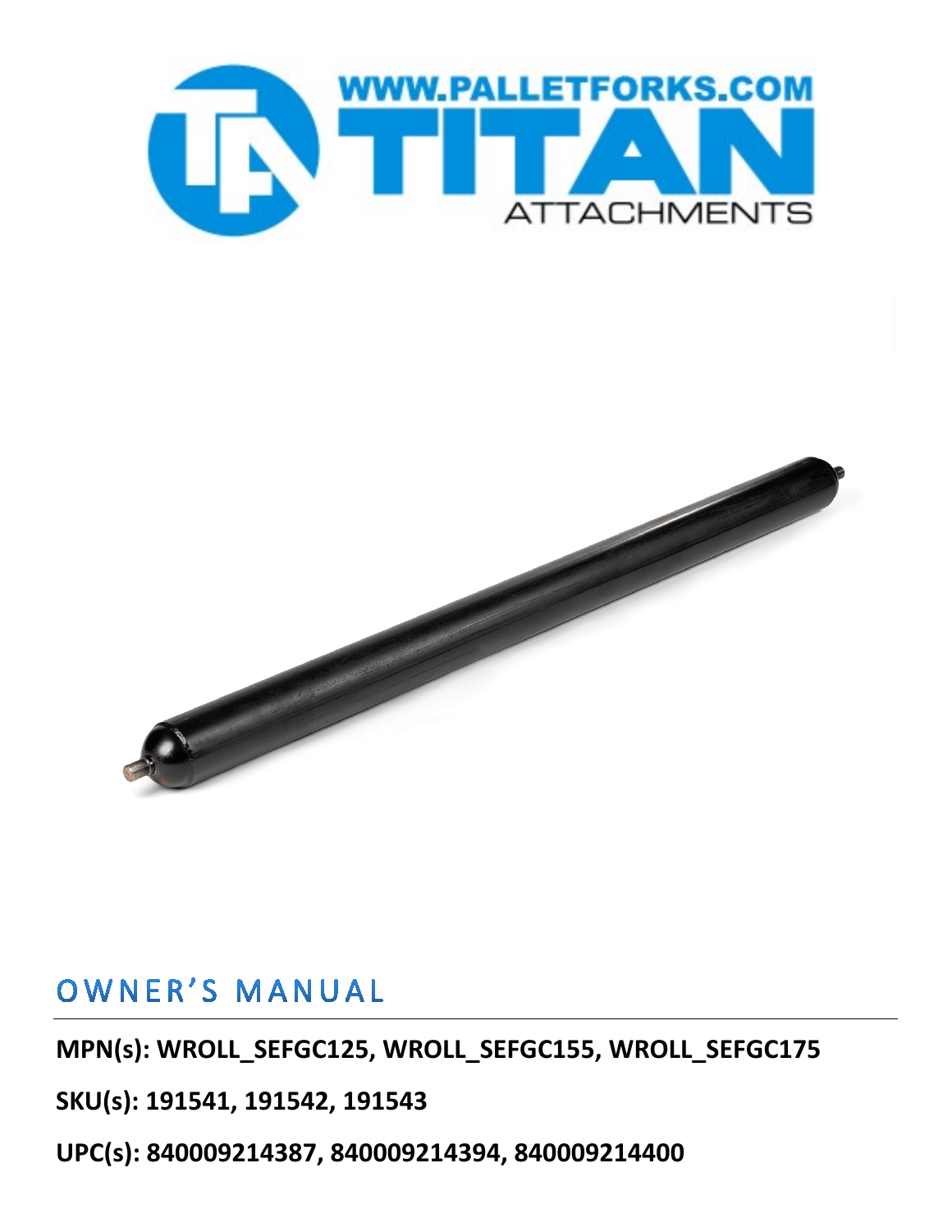WWW.PALLETFORKS.COM

TITAN

ATTACHMENTS

# OWNER'S MANUAL

**MPN(s): WROLL_SEFGC125, WROLL_SEFGC155, WROLL_SEFGC175**

**SKU(s): 191541, 191542, 191543**

**UPC(s): 840009214387, 840009214394, 840009214400**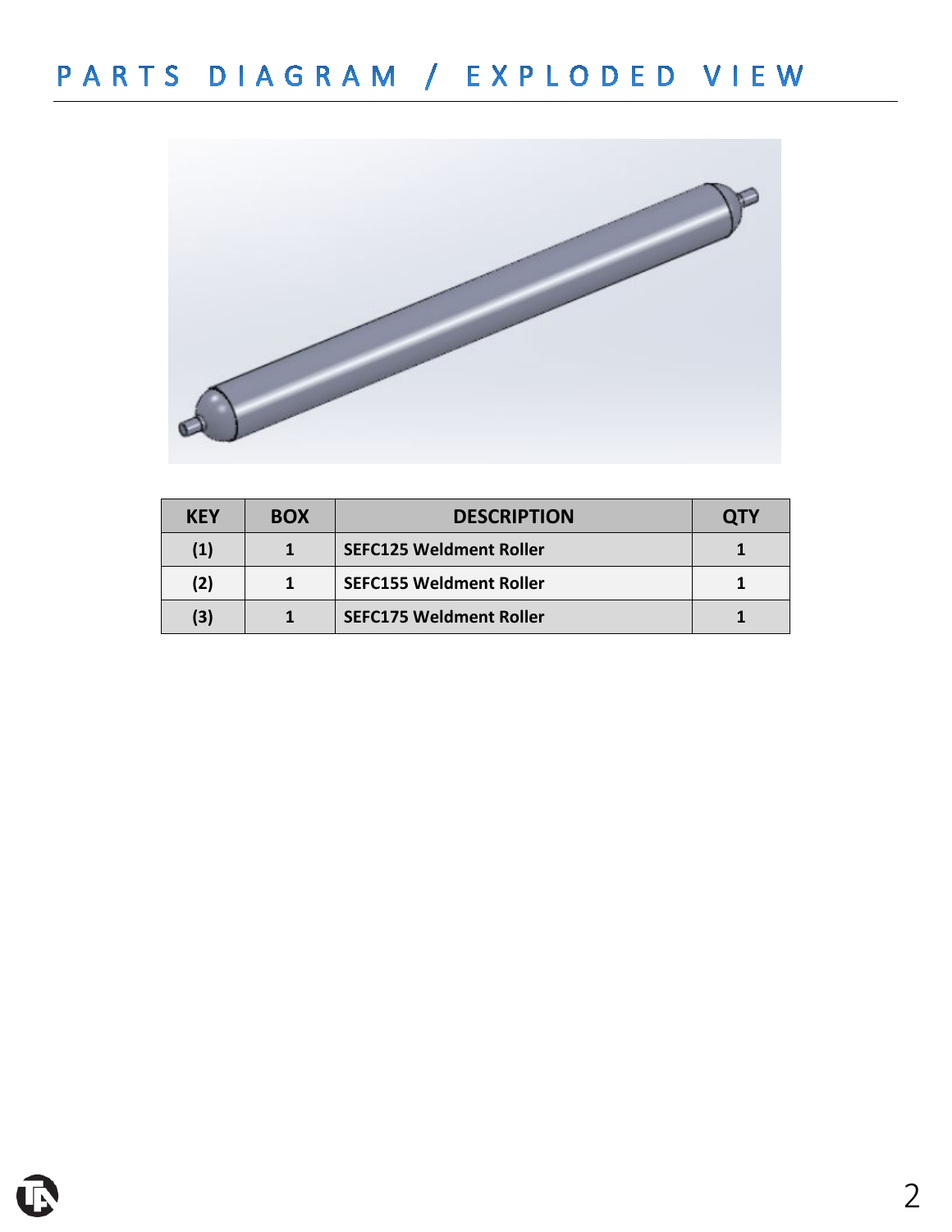# PARTS DIAGRAM / EXPLODED VIEW

| KEY | BOX | DESCRIPTION | QTY |
| --- | --- | --- | --- |
| (1) | 1 | SEFC125 Weldment Roller | 1 |
| (2) | 1 | SEFC155 Weldment Roller | 1 |
| (3) | 1 | SEFC175 Weldment Roller | 1 |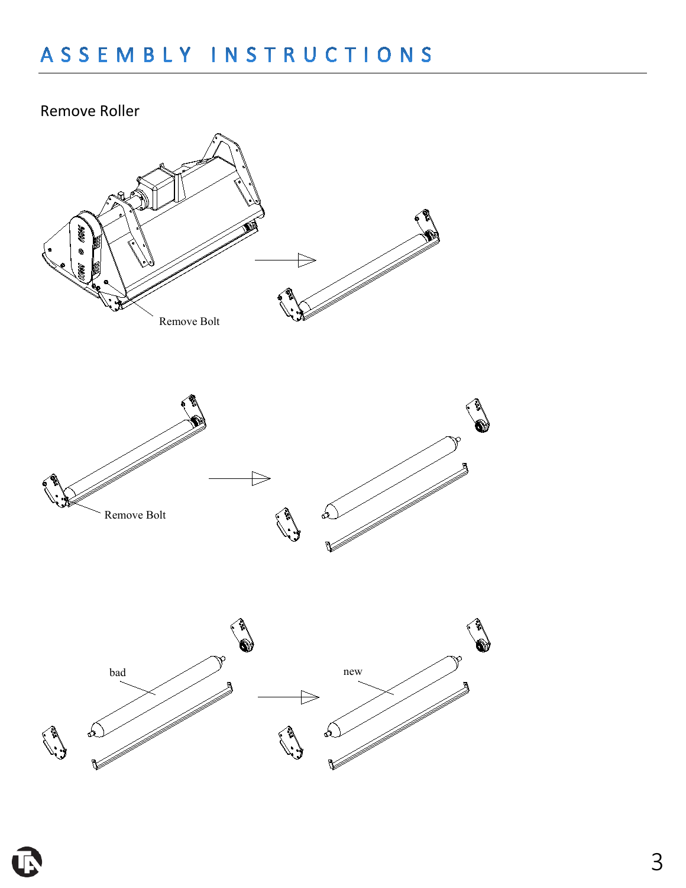# ASSEMBLY INSTRUCTIONS

## Remove Roller

Remove Bolt

Remove Bolt

bad

new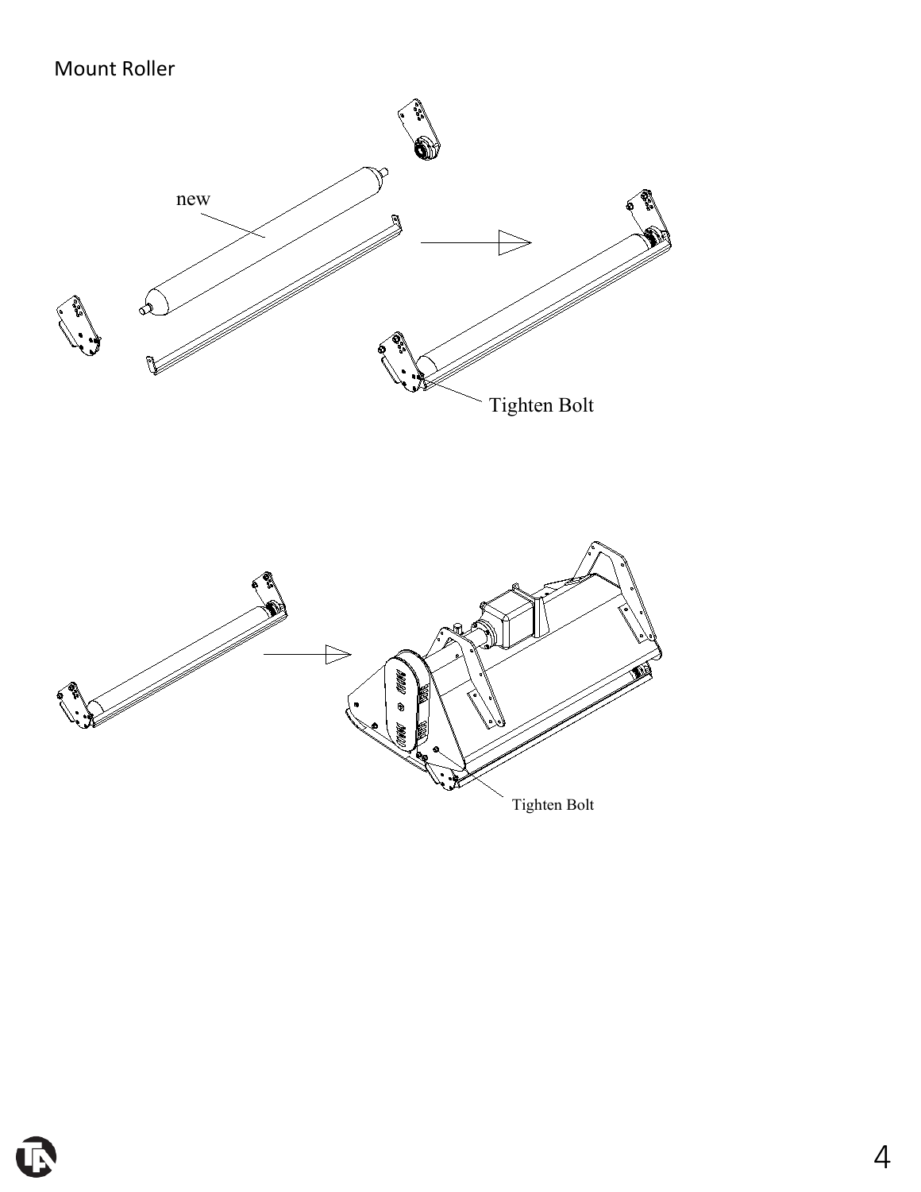Mount Roller

new

Tighten Bolt

Tighten Bolt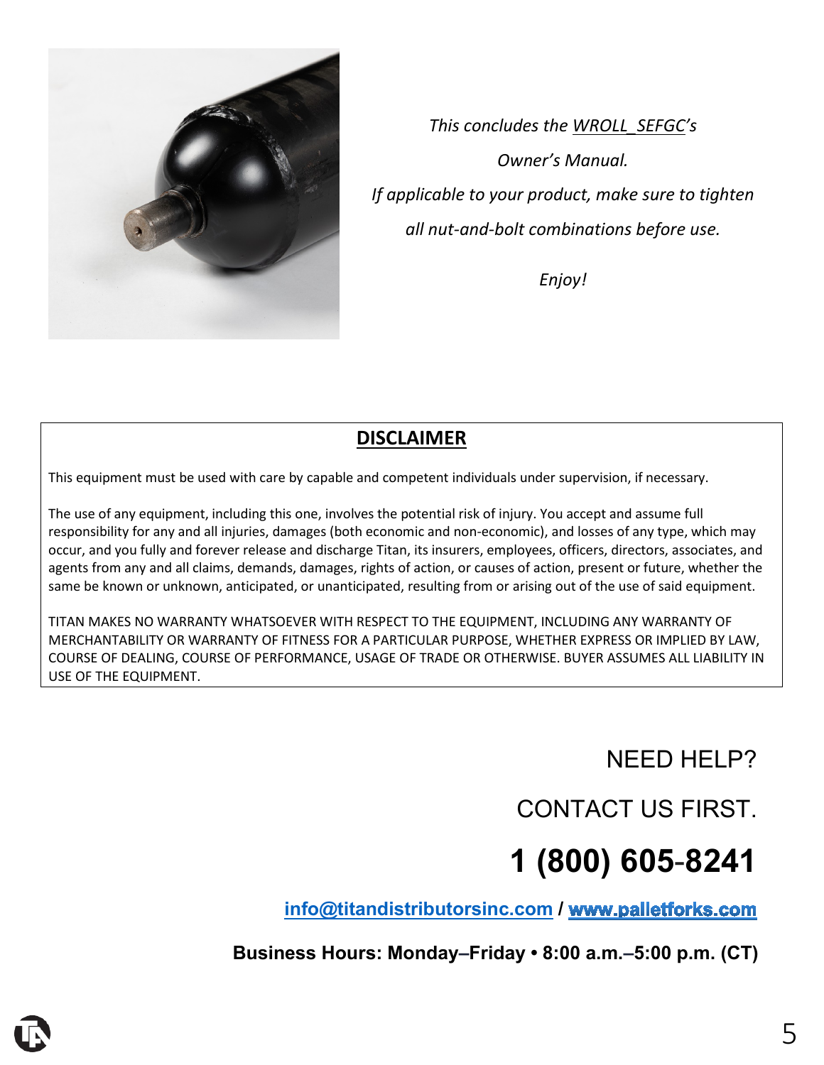*This concludes the WROLL_SEFGC's*

*Owner's Manual.*

*If applicable to your product, make sure to tighten all nut-and-bolt combinations before use.*

*Enjoy!*

## DISCLAIMER

This equipment must be used with care by capable and competent individuals under supervision, if necessary.

The use of any equipment, including this one, involves the potential risk of injury. You accept and assume full responsibility for any and all injuries, damages (both economic and non-economic), and losses of any type, which may occur, and you fully and forever release and discharge Titan, its insurers, employees, officers, directors, associates, and agents from any and all claims, demands, damages, rights of action, or causes of action, present or future, whether the same be known or unknown, anticipated, or unanticipated, resulting from or arising out of the use of said equipment.

TITAN MAKES NO WARRANTY WHATSOEVER WITH RESPECT TO THE EQUIPMENT, INCLUDING ANY WARRANTY OF MERCHANTABILITY OR WARRANTY OF FITNESS FOR A PARTICULAR PURPOSE, WHETHER EXPRESS OR IMPLIED BY LAW, COURSE OF DEALING, COURSE OF PERFORMANCE, USAGE OF TRADE OR OTHERWISE. BUYER ASSUMES ALL LIABILITY IN USE OF THE EQUIPMENT.

NEED HELP?

CONTACT US FIRST.

**1 (800) 605-8241**

**info@titandistributorsinc.com / www.palletforks.com**

**Business Hours: Monday–Friday • 8:00 a.m.–5:00 p.m. (CT)**